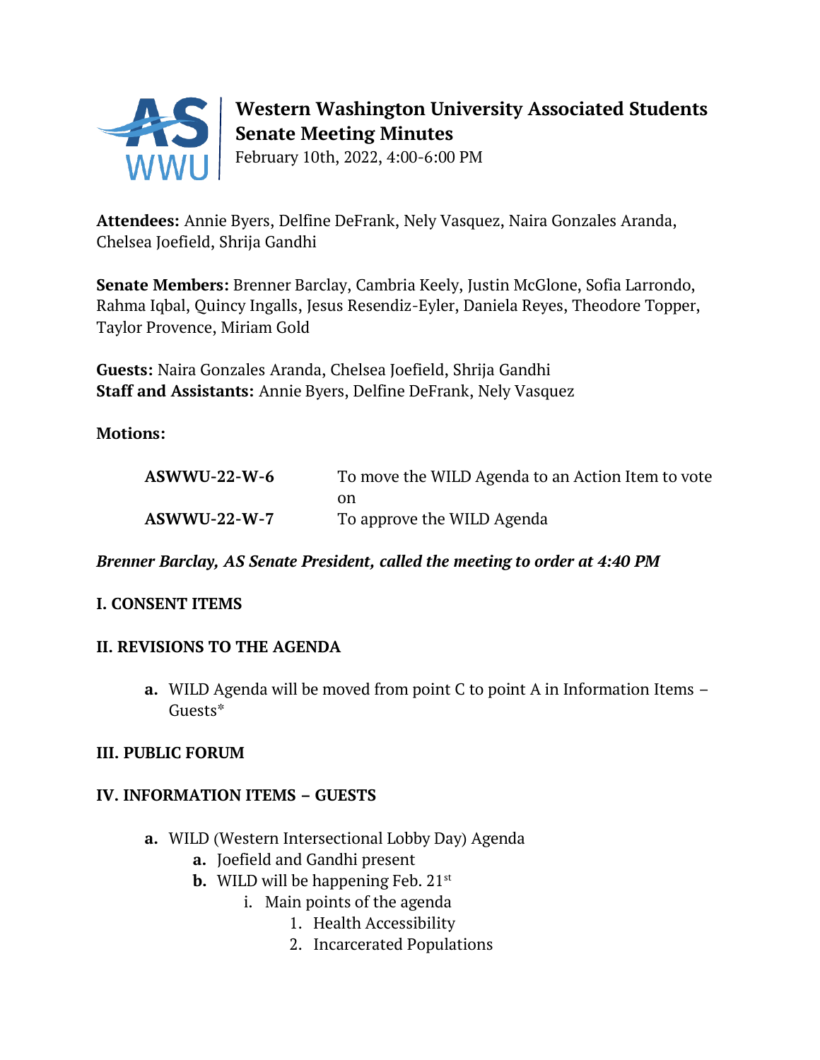# Western Washington University Associated Students Senate Meeting Minutes

February 10th, 2022, 4:00-6:00 PM

**Attendees:** Annie Byers, Delfine DeFrank, Nely Vasquez, Naira Gonzales Aranda, Chelsea Joefield, Shrija Gandhi

**Senate Members:** Brenner Barclay, Cambria Keely, Justin McGlone, Sofia Larrondo, Rahma Iqbal, Quincy Ingalls, Jesus Resendiz-Eyler, Daniela Reyes, Theodore Topper, Taylor Provence, Miriam Gold

**Guests:** Naira Gonzales Aranda, Chelsea Joefield, Shrija Gandhi
**Staff and Assistants:** Annie Byers, Delfine DeFrank, Nely Vasquez

**Motions:**

| | |
|---|---|
| **ASWWU-22-W-6** | To move the WILD Agenda to an Action Item to vote on |
| **ASWWU-22-W-7** | To approve the WILD Agenda |

***Brenner Barclay, AS Senate President, called the meeting to order at 4:40 PM***

## I. CONSENT ITEMS

## II. REVISIONS TO THE AGENDA

- **a.** WILD Agenda will be moved from point C to point A in Information Items – Guests*

## III. PUBLIC FORUM

## IV. INFORMATION ITEMS – GUESTS

- **a.** WILD (Western Intersectional Lobby Day) Agenda
  - **a.** Joefield and Gandhi present
  - **b.** WILD will be happening Feb. 21st
    - i. Main points of the agenda
      1. Health Accessibility
      2. Incarcerated Populations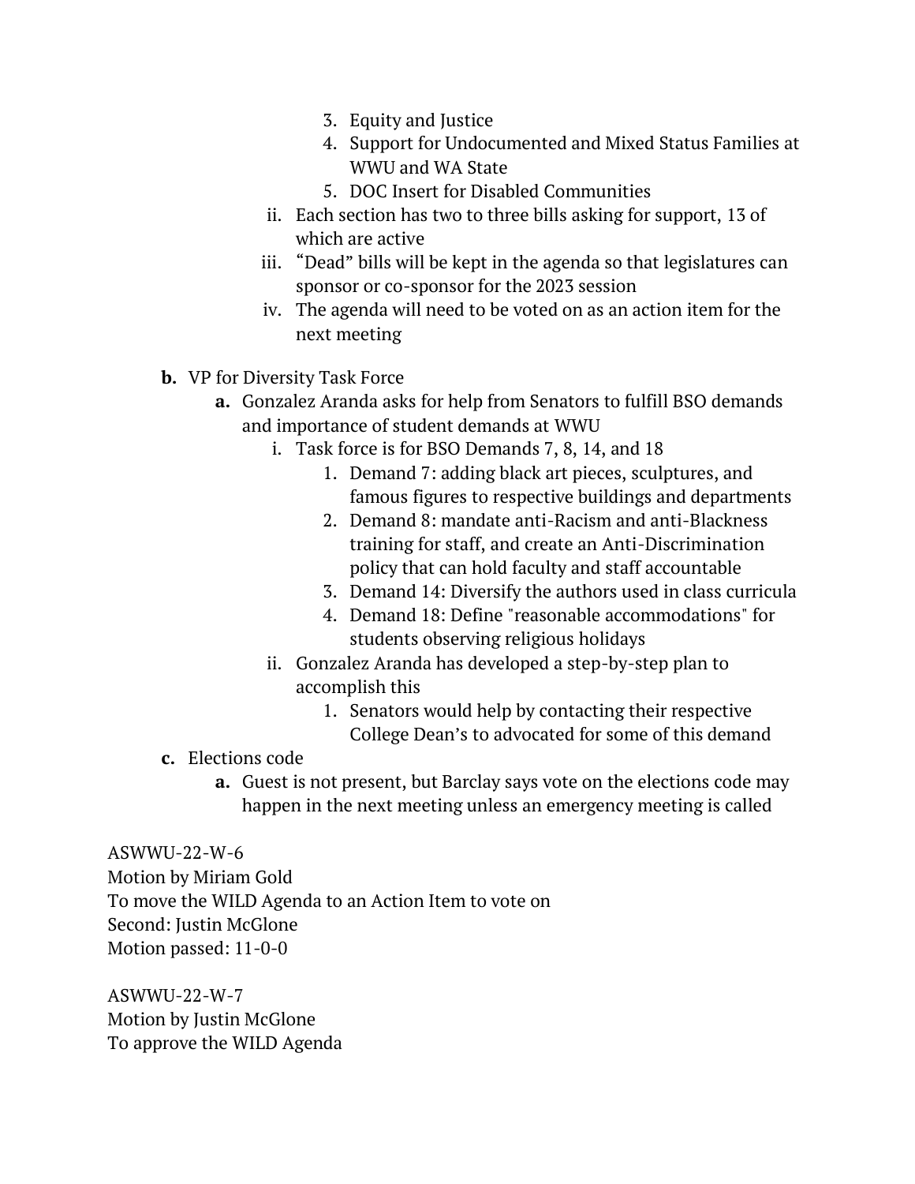3. Equity and Justice
4. Support for Undocumented and Mixed Status Families at WWU and WA State
5. DOC Insert for Disabled Communities

ii. Each section has two to three bills asking for support, 13 of which are active

iii. "Dead" bills will be kept in the agenda so that legislatures can sponsor or co-sponsor for the 2023 session

iv. The agenda will need to be voted on as an action item for the next meeting

**b.** VP for Diversity Task Force

**a.** Gonzalez Aranda asks for help from Senators to fulfill BSO demands and importance of student demands at WWU

i. Task force is for BSO Demands 7, 8, 14, and 18

1. Demand 7: adding black art pieces, sculptures, and famous figures to respective buildings and departments
2. Demand 8: mandate anti-Racism and anti-Blackness training for staff, and create an Anti-Discrimination policy that can hold faculty and staff accountable
3. Demand 14: Diversify the authors used in class curricula
4. Demand 18: Define "reasonable accommodations" for students observing religious holidays

ii. Gonzalez Aranda has developed a step-by-step plan to accomplish this

1. Senators would help by contacting their respective College Dean's to advocated for some of this demand

**c.** Elections code

**a.** Guest is not present, but Barclay says vote on the elections code may happen in the next meeting unless an emergency meeting is called

ASWWU-22-W-6
Motion by Miriam Gold
To move the WILD Agenda to an Action Item to vote on
Second: Justin McGlone
Motion passed: 11-0-0

ASWWU-22-W-7
Motion by Justin McGlone
To approve the WILD Agenda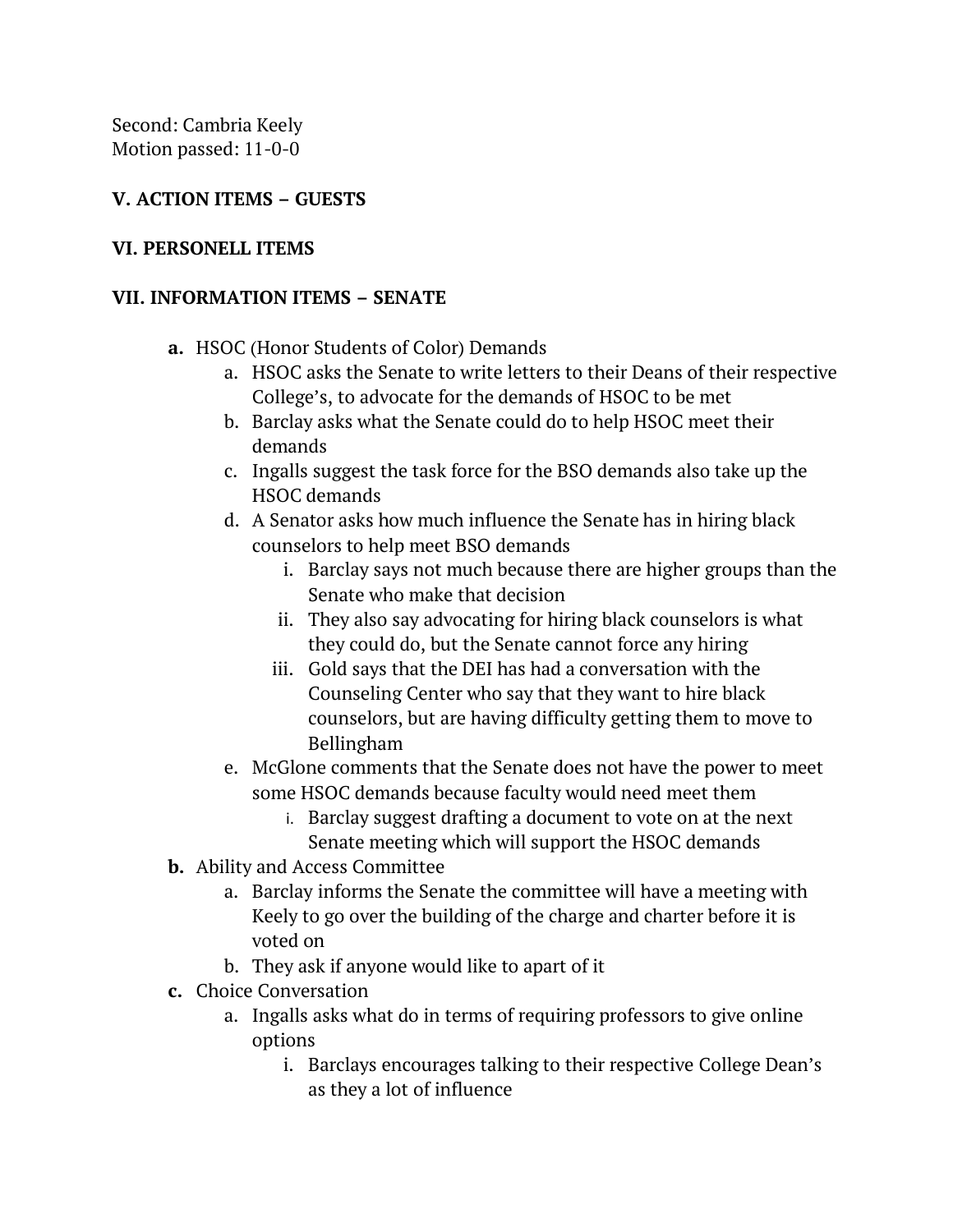Second: Cambria Keely
Motion passed: 11-0-0

**V. ACTION ITEMS – GUESTS**

**VI. PERSONELL ITEMS**

**VII. INFORMATION ITEMS – SENATE**

- **a.** HSOC (Honor Students of Color) Demands
    - a. HSOC asks the Senate to write letters to their Deans of their respective College's, to advocate for the demands of HSOC to be met
    - b. Barclay asks what the Senate could do to help HSOC meet their demands
    - c. Ingalls suggest the task force for the BSO demands also take up the HSOC demands
    - d. A Senator asks how much influence the Senate has in hiring black counselors to help meet BSO demands
        - i. Barclay says not much because there are higher groups than the Senate who make that decision
        - ii. They also say advocating for hiring black counselors is what they could do, but the Senate cannot force any hiring
        - iii. Gold says that the DEI has had a conversation with the Counseling Center who say that they want to hire black counselors, but are having difficulty getting them to move to Bellingham
    - e. McGlone comments that the Senate does not have the power to meet some HSOC demands because faculty would need meet them
        - i. Barclay suggest drafting a document to vote on at the next Senate meeting which will support the HSOC demands
- **b.** Ability and Access Committee
    - a. Barclay informs the Senate the committee will have a meeting with Keely to go over the building of the charge and charter before it is voted on
    - b. They ask if anyone would like to apart of it
- **c.** Choice Conversation
    - a. Ingalls asks what do in terms of requiring professors to give online options
        - i. Barclays encourages talking to their respective College Dean's as they a lot of influence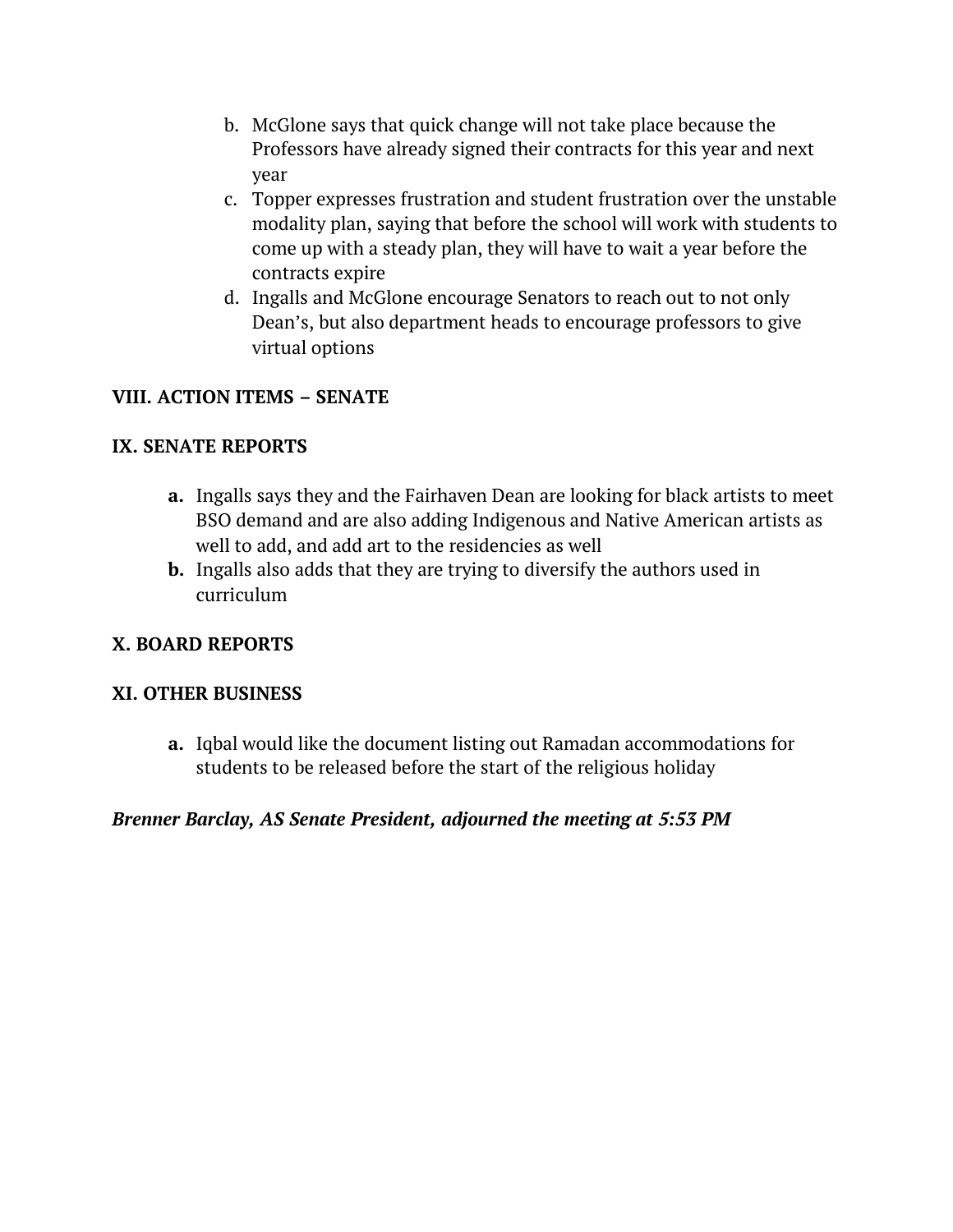b. McGlone says that quick change will not take place because the Professors have already signed their contracts for this year and next year
c. Topper expresses frustration and student frustration over the unstable modality plan, saying that before the school will work with students to come up with a steady plan, they will have to wait a year before the contracts expire
d. Ingalls and McGlone encourage Senators to reach out to not only Dean's, but also department heads to encourage professors to give virtual options

**VIII. ACTION ITEMS – SENATE**

**IX. SENATE REPORTS**

**a.** Ingalls says they and the Fairhaven Dean are looking for black artists to meet BSO demand and are also adding Indigenous and Native American artists as well to add, and add art to the residencies as well
**b.** Ingalls also adds that they are trying to diversify the authors used in curriculum

**X. BOARD REPORTS**

**XI. OTHER BUSINESS**

**a.** Iqbal would like the document listing out Ramadan accommodations for students to be released before the start of the religious holiday

***Brenner Barclay, AS Senate President, adjourned the meeting at 5:53 PM***